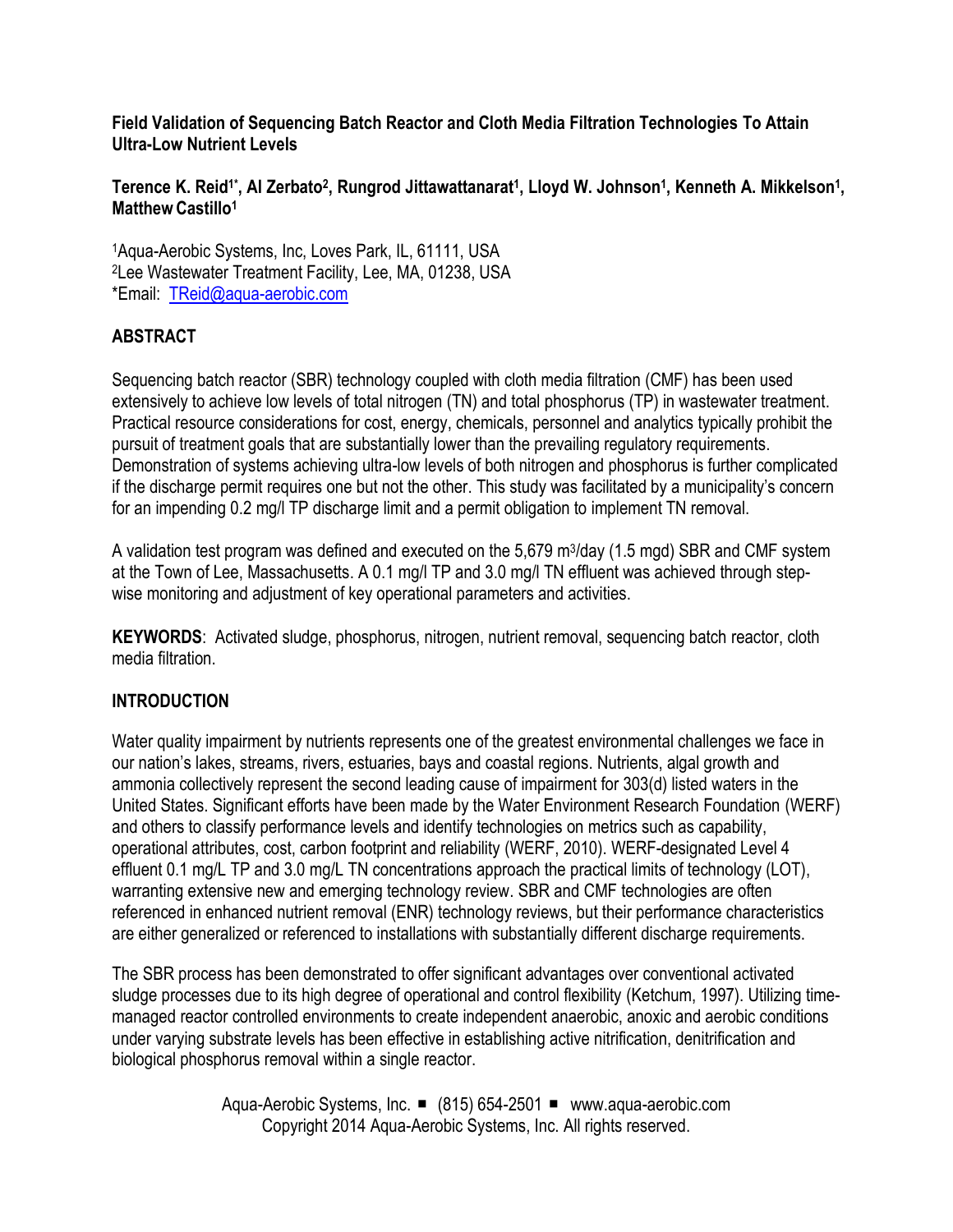# Field Validation of Sequencing Batch Reactor and Cloth Media Filtration Technologies To Attain Ultra-Low Nutrient Levels

**Terence K. Reid[1*], Al Zerbato[2], Rungrod Jittawattanarat[1], Lloyd W. Johnson[1], Kenneth A. Mikkelson[1], Matthew Castillo[1]**

[1]Aqua-Aerobic Systems, Inc, Loves Park, IL, 61111, USA
[2]Lee Wastewater Treatment Facility, Lee, MA, 01238, USA
*Email: TReid@aqua-aerobic.com

## ABSTRACT

Sequencing batch reactor (SBR) technology coupled with cloth media filtration (CMF) has been used extensively to achieve low levels of total nitrogen (TN) and total phosphorus (TP) in wastewater treatment. Practical resource considerations for cost, energy, chemicals, personnel and analytics typically prohibit the pursuit of treatment goals that are substantially lower than the prevailing regulatory requirements. Demonstration of systems achieving ultra-low levels of both nitrogen and phosphorus is further complicated if the discharge permit requires one but not the other. This study was facilitated by a municipality's concern for an impending 0.2 mg/l TP discharge limit and a permit obligation to implement TN removal.

A validation test program was defined and executed on the 5,679 $m^3$/day (1.5 mgd) SBR and CMF system at the Town of Lee, Massachusetts. A 0.1 mg/l TP and 3.0 mg/l TN effluent was achieved through step-wise monitoring and adjustment of key operational parameters and activities.

**KEYWORDS**: Activated sludge, phosphorus, nitrogen, nutrient removal, sequencing batch reactor, cloth media filtration.

## INTRODUCTION

Water quality impairment by nutrients represents one of the greatest environmental challenges we face in our nation's lakes, streams, rivers, estuaries, bays and coastal regions. Nutrients, algal growth and ammonia collectively represent the second leading cause of impairment for 303(d) listed waters in the United States. Significant efforts have been made by the Water Environment Research Foundation (WERF) and others to classify performance levels and identify technologies on metrics such as capability, operational attributes, cost, carbon footprint and reliability (WERF, 2010). WERF-designated Level 4 effluent 0.1 mg/L TP and 3.0 mg/L TN concentrations approach the practical limits of technology (LOT), warranting extensive new and emerging technology review. SBR and CMF technologies are often referenced in enhanced nutrient removal (ENR) technology reviews, but their performance characteristics are either generalized or referenced to installations with substantially different discharge requirements.

The SBR process has been demonstrated to offer significant advantages over conventional activated sludge processes due to its high degree of operational and control flexibility (Ketchum, 1997). Utilizing time-managed reactor controlled environments to create independent anaerobic, anoxic and aerobic conditions under varying substrate levels has been effective in establishing active nitrification, denitrification and biological phosphorus removal within a single reactor.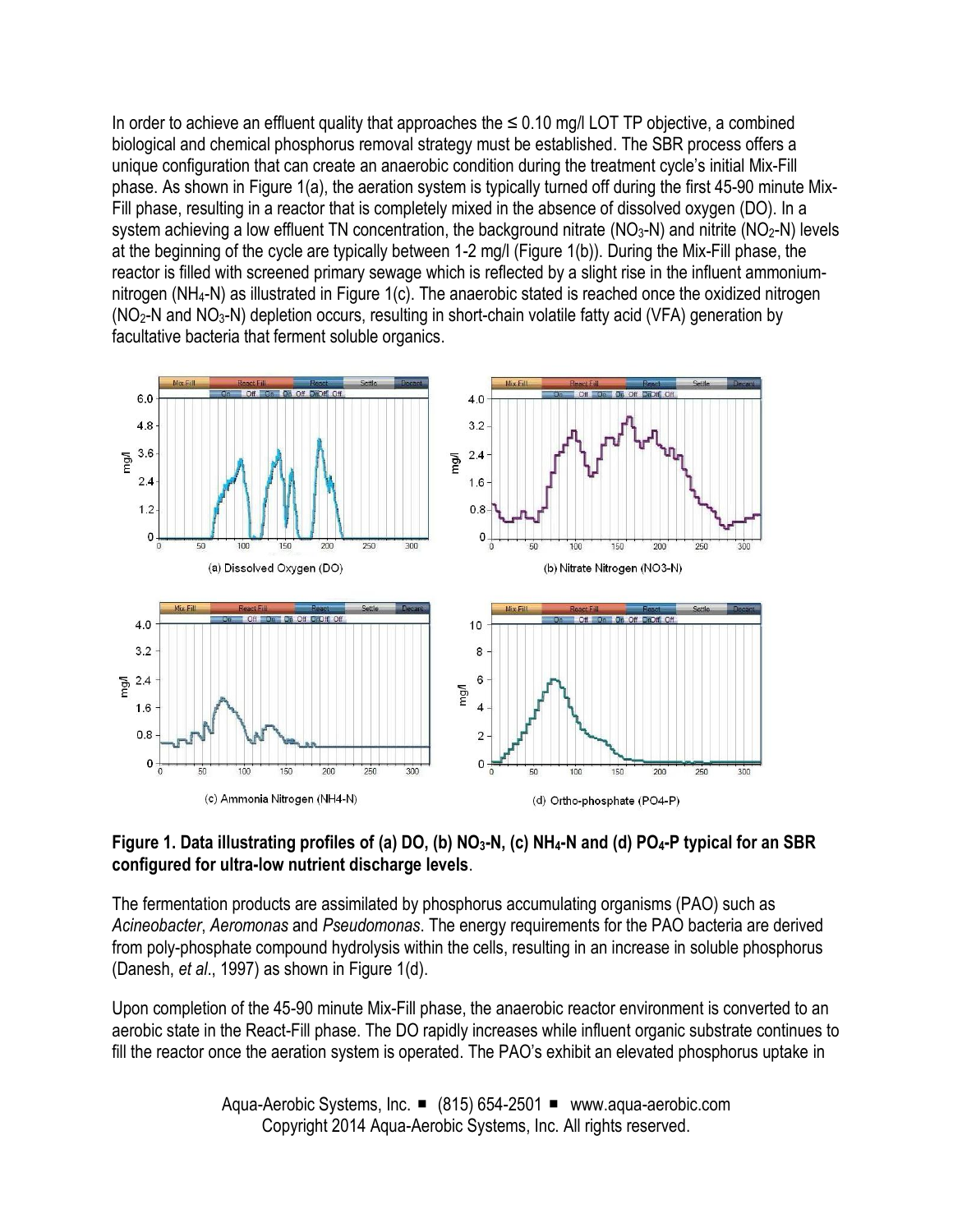In order to achieve an effluent quality that approaches the ≤ 0.10 mg/l LOT TP objective, a combined biological and chemical phosphorus removal strategy must be established. The SBR process offers a unique configuration that can create an anaerobic condition during the treatment cycle's initial Mix-Fill phase. As shown in Figure 1(a), the aeration system is typically turned off during the first 45-90 minute Mix-Fill phase, resulting in a reactor that is completely mixed in the absence of dissolved oxygen (DO). In a system achieving a low effluent TN concentration, the background nitrate ($NO_3$-N) and nitrite ($NO_2$-N) levels at the beginning of the cycle are typically between 1-2 mg/l (Figure 1(b)). During the Mix-Fill phase, the reactor is filled with screened primary sewage which is reflected by a slight rise in the influent ammonium-nitrogen ($NH_4$-N) as illustrated in Figure 1(c). The anaerobic stated is reached once the oxidized nitrogen ($NO_2$-N and $NO_3$-N) depletion occurs, resulting in short-chain volatile fatty acid (VFA) generation by facultative bacteria that ferment soluble organics.

(a) Dissolved Oxygen (DO)

(b) Nitrate Nitrogen (NO3-N)

(c) Ammonia Nitrogen (NH4-N)

(d) Ortho-phosphate (PO4-P)

**Figure 1. Data illustrating profiles of (a) DO, (b) $NO_3$-N, (c) $NH_4$-N and (d) $PO_4$-P typical for an SBR configured for ultra-low nutrient discharge levels**.

The fermentation products are assimilated by phosphorus accumulating organisms (PAO) such as *Acineobacter*, *Aeromonas* and *Pseudomonas*. The energy requirements for the PAO bacteria are derived from poly-phosphate compound hydrolysis within the cells, resulting in an increase in soluble phosphorus (Danesh, *et al*., 1997) as shown in Figure 1(d).

Upon completion of the 45-90 minute Mix-Fill phase, the anaerobic reactor environment is converted to an aerobic state in the React-Fill phase. The DO rapidly increases while influent organic substrate continues to fill the reactor once the aeration system is operated. The PAO's exhibit an elevated phosphorus uptake in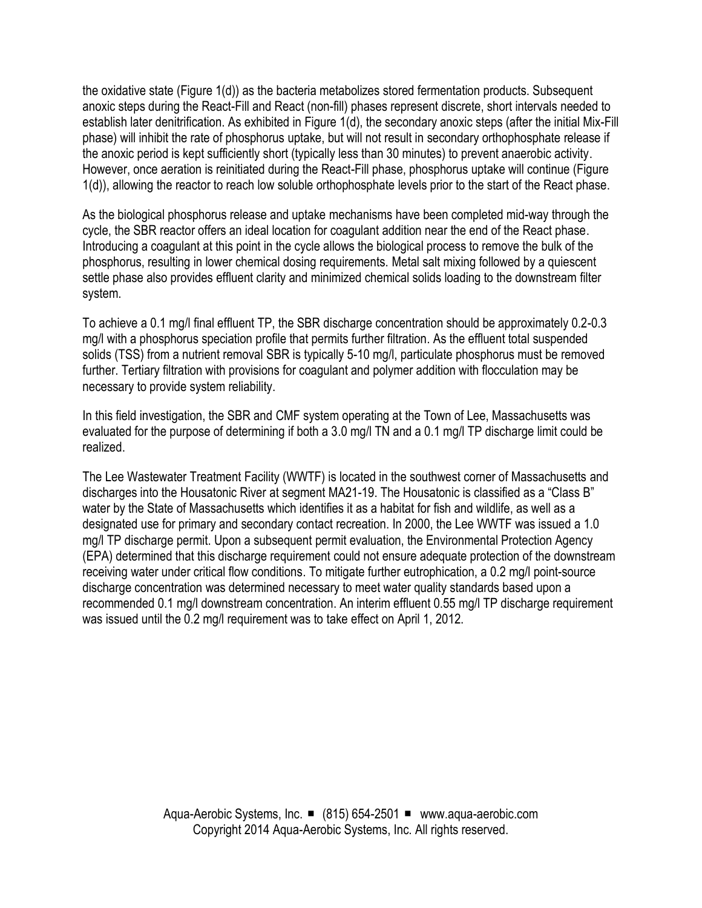the oxidative state (Figure 1(d)) as the bacteria metabolizes stored fermentation products. Subsequent anoxic steps during the React-Fill and React (non-fill) phases represent discrete, short intervals needed to establish later denitrification. As exhibited in Figure 1(d), the secondary anoxic steps (after the initial Mix-Fill phase) will inhibit the rate of phosphorus uptake, but will not result in secondary orthophosphate release if the anoxic period is kept sufficiently short (typically less than 30 minutes) to prevent anaerobic activity. However, once aeration is reinitiated during the React-Fill phase, phosphorus uptake will continue (Figure 1(d)), allowing the reactor to reach low soluble orthophosphate levels prior to the start of the React phase.

As the biological phosphorus release and uptake mechanisms have been completed mid-way through the cycle, the SBR reactor offers an ideal location for coagulant addition near the end of the React phase. Introducing a coagulant at this point in the cycle allows the biological process to remove the bulk of the phosphorus, resulting in lower chemical dosing requirements. Metal salt mixing followed by a quiescent settle phase also provides effluent clarity and minimized chemical solids loading to the downstream filter system.

To achieve a 0.1 mg/l final effluent TP, the SBR discharge concentration should be approximately 0.2-0.3 mg/l with a phosphorus speciation profile that permits further filtration. As the effluent total suspended solids (TSS) from a nutrient removal SBR is typically 5-10 mg/l, particulate phosphorus must be removed further. Tertiary filtration with provisions for coagulant and polymer addition with flocculation may be necessary to provide system reliability.

In this field investigation, the SBR and CMF system operating at the Town of Lee, Massachusetts was evaluated for the purpose of determining if both a 3.0 mg/l TN and a 0.1 mg/l TP discharge limit could be realized.

The Lee Wastewater Treatment Facility (WWTF) is located in the southwest corner of Massachusetts and discharges into the Housatonic River at segment MA21-19. The Housatonic is classified as a “Class B” water by the State of Massachusetts which identifies it as a habitat for fish and wildlife, as well as a designated use for primary and secondary contact recreation. In 2000, the Lee WWTF was issued a 1.0 mg/l TP discharge permit. Upon a subsequent permit evaluation, the Environmental Protection Agency (EPA) determined that this discharge requirement could not ensure adequate protection of the downstream receiving water under critical flow conditions. To mitigate further eutrophication, a 0.2 mg/l point-source discharge concentration was determined necessary to meet water quality standards based upon a recommended 0.1 mg/l downstream concentration. An interim effluent 0.55 mg/l TP discharge requirement was issued until the 0.2 mg/l requirement was to take effect on April 1, 2012.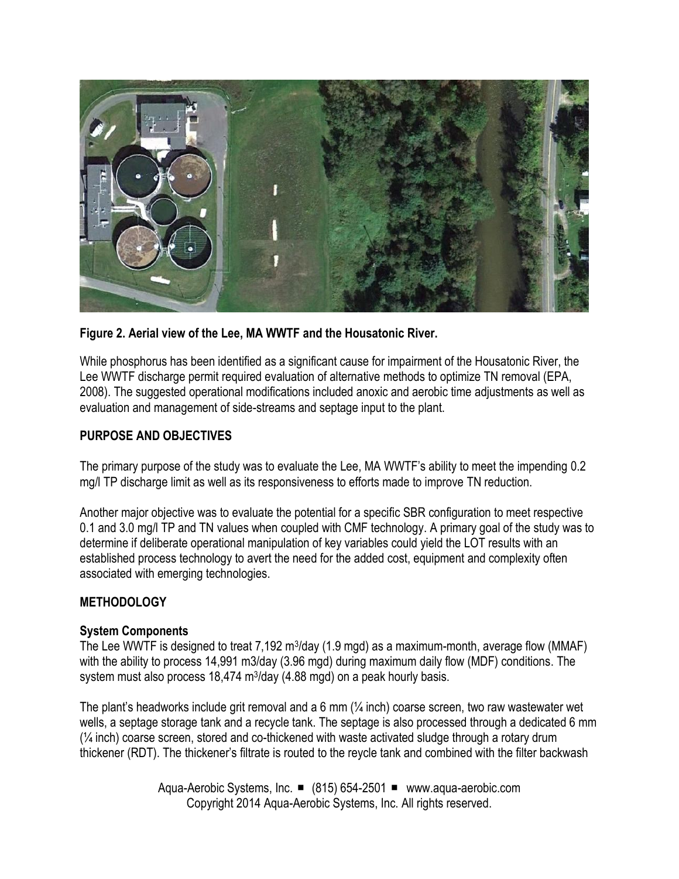**Figure 2. Aerial view of the Lee, MA WWTF and the Housatonic River.**

While phosphorus has been identified as a significant cause for impairment of the Housatonic River, the Lee WWTF discharge permit required evaluation of alternative methods to optimize TN removal (EPA, 2008). The suggested operational modifications included anoxic and aerobic time adjustments as well as evaluation and management of side-streams and septage input to the plant.

## PURPOSE AND OBJECTIVES

The primary purpose of the study was to evaluate the Lee, MA WWTF's ability to meet the impending 0.2 mg/l TP discharge limit as well as its responsiveness to efforts made to improve TN reduction.

Another major objective was to evaluate the potential for a specific SBR configuration to meet respective 0.1 and 3.0 mg/l TP and TN values when coupled with CMF technology. A primary goal of the study was to determine if deliberate operational manipulation of key variables could yield the LOT results with an established process technology to avert the need for the added cost, equipment and complexity often associated with emerging technologies.

## METHODOLOGY

### System Components

The Lee WWTF is designed to treat 7,192 $m^3$/day (1.9 mgd) as a maximum-month, average flow (MMAF) with the ability to process 14,991 m3/day (3.96 mgd) during maximum daily flow (MDF) conditions. The system must also process 18,474 $m^3$/day (4.88 mgd) on a peak hourly basis.

The plant's headworks include grit removal and a 6 mm (¼ inch) coarse screen, two raw wastewater wet wells, a septage storage tank and a recycle tank. The septage is also processed through a dedicated 6 mm (¼ inch) coarse screen, stored and co-thickened with waste activated sludge through a rotary drum thickener (RDT). The thickener's filtrate is routed to the reycle tank and combined with the filter backwash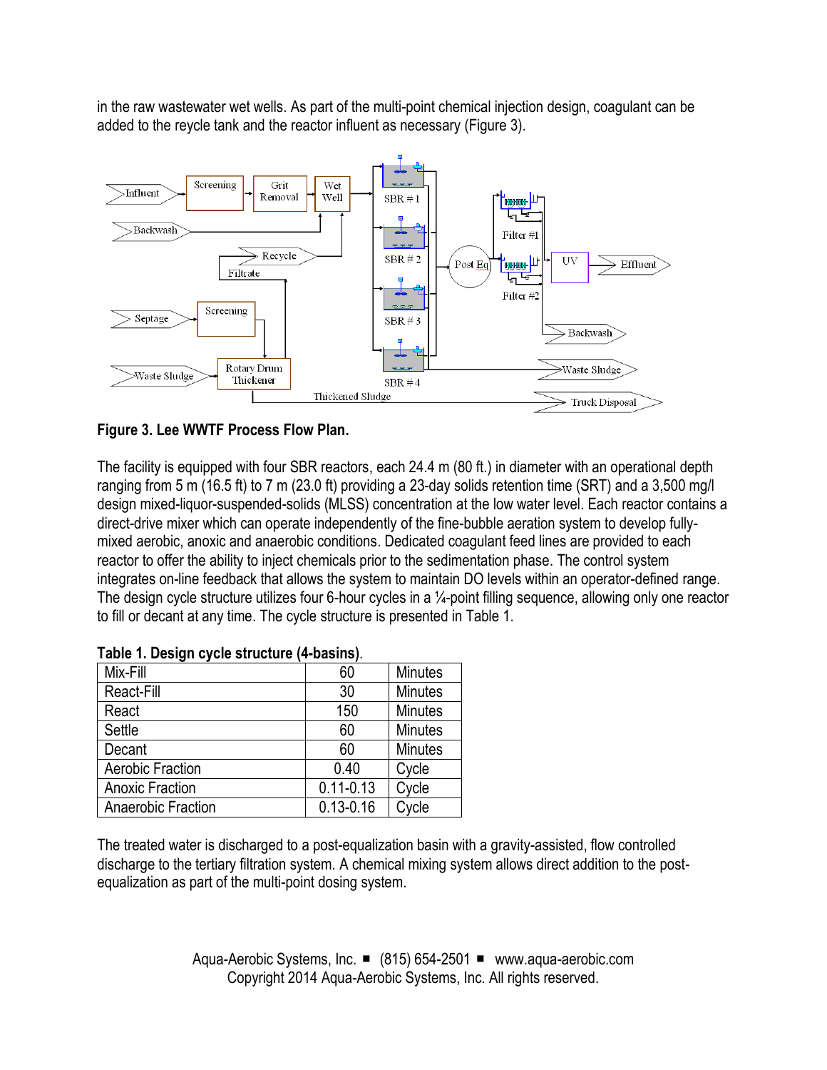in the raw wastewater wet wells. As part of the multi-point chemical injection design, coagulant can be added to the reycle tank and the reactor influent as necessary (Figure 3).

**Figure 3. Lee WWTF Process Flow Plan.**

The facility is equipped with four SBR reactors, each 24.4 m (80 ft.) in diameter with an operational depth ranging from 5 m (16.5 ft) to 7 m (23.0 ft) providing a 23-day solids retention time (SRT) and a 3,500 mg/l design mixed-liquor-suspended-solids (MLSS) concentration at the low water level. Each reactor contains a direct-drive mixer which can operate independently of the fine-bubble aeration system to develop fully-mixed aerobic, anoxic and anaerobic conditions. Dedicated coagulant feed lines are provided to each reactor to offer the ability to inject chemicals prior to the sedimentation phase. The control system integrates on-line feedback that allows the system to maintain DO levels within an operator-defined range. The design cycle structure utilizes four 6-hour cycles in a ¼-point filling sequence, allowing only one reactor to fill or decant at any time. The cycle structure is presented in Table 1.

**Table 1. Design cycle structure (4-basins)**.

| | | |
|---|---|---|
| Mix-Fill | 60 | Minutes |
| React-Fill | 30 | Minutes |
| React | 150 | Minutes |
| Settle | 60 | Minutes |
| Decant | 60 | Minutes |
| Aerobic Fraction | 0.40 | Cycle |
| Anoxic Fraction | 0.11-0.13 | Cycle |
| Anaerobic Fraction | 0.13-0.16 | Cycle |

The treated water is discharged to a post-equalization basin with a gravity-assisted, flow controlled discharge to the tertiary filtration system. A chemical mixing system allows direct addition to the post-equalization as part of the multi-point dosing system.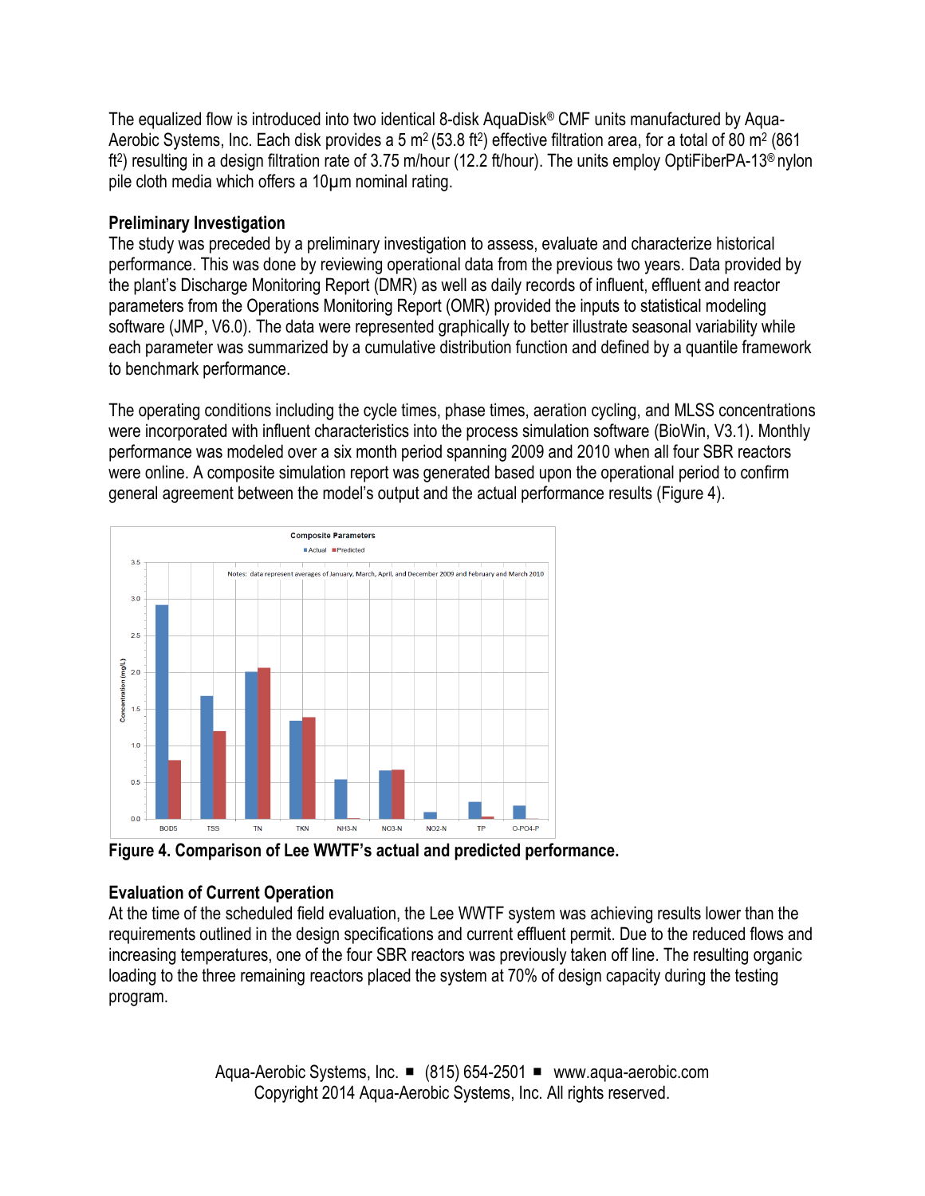The equalized flow is introduced into two identical 8-disk AquaDisk® CMF units manufactured by Aqua-Aerobic Systems, Inc. Each disk provides a 5 $m^2$ (53.8 $ft^2$) effective filtration area, for a total of 80 $m^2$ (861 $ft^2$) resulting in a design filtration rate of 3.75 m/hour (12.2 ft/hour). The units employ OptiFiberPA-13® nylon pile cloth media which offers a 10µm nominal rating.

**Preliminary Investigation**

The study was preceded by a preliminary investigation to assess, evaluate and characterize historical performance. This was done by reviewing operational data from the previous two years. Data provided by the plant's Discharge Monitoring Report (DMR) as well as daily records of influent, effluent and reactor parameters from the Operations Monitoring Report (OMR) provided the inputs to statistical modeling software (JMP, V6.0). The data were represented graphically to better illustrate seasonal variability while each parameter was summarized by a cumulative distribution function and defined by a quantile framework to benchmark performance.

The operating conditions including the cycle times, phase times, aeration cycling, and MLSS concentrations were incorporated with influent characteristics into the process simulation software (BioWin, V3.1). Monthly performance was modeled over a six month period spanning 2009 and 2010 when all four SBR reactors were online. A composite simulation report was generated based upon the operational period to confirm general agreement between the model's output and the actual performance results (Figure 4).

**Figure 4. Comparison of Lee WWTF's actual and predicted performance.**

**Evaluation of Current Operation**

At the time of the scheduled field evaluation, the Lee WWTF system was achieving results lower than the requirements outlined in the design specifications and current effluent permit. Due to the reduced flows and increasing temperatures, one of the four SBR reactors was previously taken off line. The resulting organic loading to the three remaining reactors placed the system at 70% of design capacity during the testing program.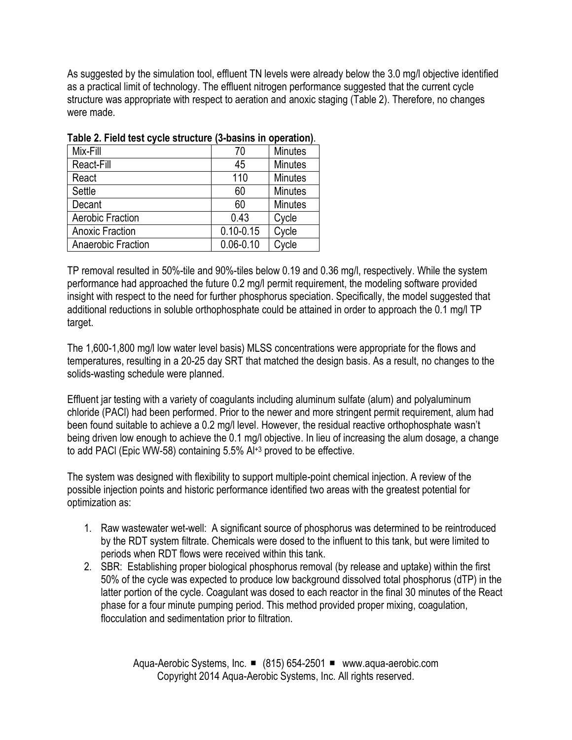As suggested by the simulation tool, effluent TN levels were already below the 3.0 mg/l objective identified as a practical limit of technology. The effluent nitrogen performance suggested that the current cycle structure was appropriate with respect to aeration and anoxic staging (Table 2). Therefore, no changes were made.

**Table 2. Field test cycle structure (3-basins in operation)**.

| | | |
|---|---|---|
| Mix-Fill | 70 | Minutes |
| React-Fill | 45 | Minutes |
| React | 110 | Minutes |
| Settle | 60 | Minutes |
| Decant | 60 | Minutes |
| Aerobic Fraction | 0.43 | Cycle |
| Anoxic Fraction | 0.10-0.15 | Cycle |
| Anaerobic Fraction | 0.06-0.10 | Cycle |

TP removal resulted in 50%-tile and 90%-tiles below 0.19 and 0.36 mg/l, respectively. While the system performance had approached the future 0.2 mg/l permit requirement, the modeling software provided insight with respect to the need for further phosphorus speciation. Specifically, the model suggested that additional reductions in soluble orthophosphate could be attained in order to approach the 0.1 mg/l TP target.

The 1,600-1,800 mg/l low water level basis) MLSS concentrations were appropriate for the flows and temperatures, resulting in a 20-25 day SRT that matched the design basis. As a result, no changes to the solids-wasting schedule were planned.

Effluent jar testing with a variety of coagulants including aluminum sulfate (alum) and polyaluminum chloride (PACl) had been performed. Prior to the newer and more stringent permit requirement, alum had been found suitable to achieve a 0.2 mg/l level. However, the residual reactive orthophosphate wasn't being driven low enough to achieve the 0.1 mg/l objective. In lieu of increasing the alum dosage, a change to add PACl (Epic WW-58) containing 5.5% $Al^{+3}$ proved to be effective.

The system was designed with flexibility to support multiple-point chemical injection. A review of the possible injection points and historic performance identified two areas with the greatest potential for optimization as:

1. Raw wastewater wet-well: A significant source of phosphorus was determined to be reintroduced by the RDT system filtrate. Chemicals were dosed to the influent to this tank, but were limited to periods when RDT flows were received within this tank.
2. SBR: Establishing proper biological phosphorus removal (by release and uptake) within the first 50% of the cycle was expected to produce low background dissolved total phosphorus (dTP) in the latter portion of the cycle. Coagulant was dosed to each reactor in the final 30 minutes of the React phase for a four minute pumping period. This method provided proper mixing, coagulation, flocculation and sedimentation prior to filtration.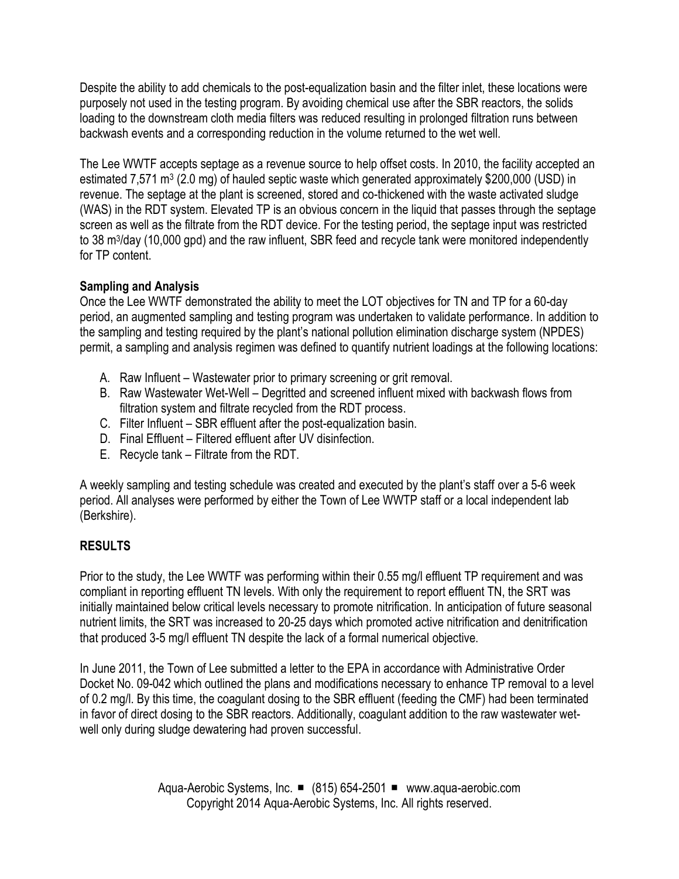Despite the ability to add chemicals to the post-equalization basin and the filter inlet, these locations were purposely not used in the testing program. By avoiding chemical use after the SBR reactors, the solids loading to the downstream cloth media filters was reduced resulting in prolonged filtration runs between backwash events and a corresponding reduction in the volume returned to the wet well.

The Lee WWTF accepts septage as a revenue source to help offset costs. In 2010, the facility accepted an estimated 7,571 $m^3$ (2.0 mg) of hauled septic waste which generated approximately $200,000 (USD) in revenue. The septage at the plant is screened, stored and co-thickened with the waste activated sludge (WAS) in the RDT system. Elevated TP is an obvious concern in the liquid that passes through the septage screen as well as the filtrate from the RDT device. For the testing period, the septage input was restricted to 38 $m^3$/day (10,000 gpd) and the raw influent, SBR feed and recycle tank were monitored independently for TP content.

**Sampling and Analysis**

Once the Lee WWTF demonstrated the ability to meet the LOT objectives for TN and TP for a 60-day period, an augmented sampling and testing program was undertaken to validate performance. In addition to the sampling and testing required by the plant's national pollution elimination discharge system (NPDES) permit, a sampling and analysis regimen was defined to quantify nutrient loadings at the following locations:

A. Raw Influent – Wastewater prior to primary screening or grit removal.
B. Raw Wastewater Wet-Well – Degritted and screened influent mixed with backwash flows from filtration system and filtrate recycled from the RDT process.
C. Filter Influent – SBR effluent after the post-equalization basin.
D. Final Effluent – Filtered effluent after UV disinfection.
E. Recycle tank – Filtrate from the RDT.

A weekly sampling and testing schedule was created and executed by the plant's staff over a 5-6 week period. All analyses were performed by either the Town of Lee WWTP staff or a local independent lab (Berkshire).

## RESULTS

Prior to the study, the Lee WWTF was performing within their 0.55 mg/l effluent TP requirement and was compliant in reporting effluent TN levels. With only the requirement to report effluent TN, the SRT was initially maintained below critical levels necessary to promote nitrification. In anticipation of future seasonal nutrient limits, the SRT was increased to 20-25 days which promoted active nitrification and denitrification that produced 3-5 mg/l effluent TN despite the lack of a formal numerical objective.

In June 2011, the Town of Lee submitted a letter to the EPA in accordance with Administrative Order Docket No. 09-042 which outlined the plans and modifications necessary to enhance TP removal to a level of 0.2 mg/l. By this time, the coagulant dosing to the SBR effluent (feeding the CMF) had been terminated in favor of direct dosing to the SBR reactors. Additionally, coagulant addition to the raw wastewater wet-well only during sludge dewatering had proven successful.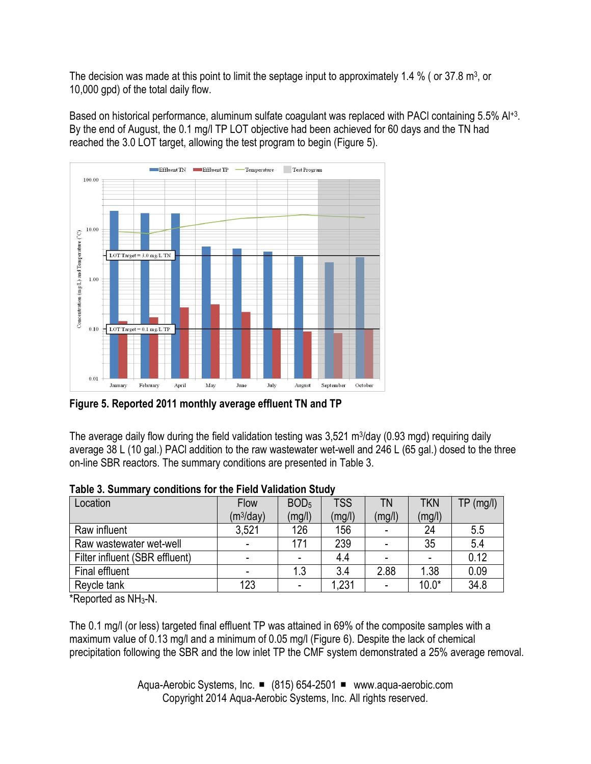The decision was made at this point to limit the septage input to approximately 1.4 % ( or 37.8 $m^3$, or 10,000 gpd) of the total daily flow.

Based on historical performance, aluminum sulfate coagulant was replaced with PACl containing 5.5% $Al^{+3}$. By the end of August, the 0.1 mg/l TP LOT objective had been achieved for 60 days and the TN had reached the 3.0 LOT target, allowing the test program to begin (Figure 5).

**Figure 5. Reported 2011 monthly average effluent TN and TP**

The average daily flow during the field validation testing was 3,521 $m^3$/day (0.93 mgd) requiring daily average 38 L (10 gal.) PACl addition to the raw wastewater wet-well and 246 L (65 gal.) dosed to the three on-line SBR reactors. The summary conditions are presented in Table 3.

**Table 3. Summary conditions for the Field Validation Study**

| Location | Flow ($m^3$/day) | $BOD_5$ (mg/l) | TSS (mg/l) | TN (mg/l) | TKN (mg/l) | TP (mg/l) |
|---|---|---|---|---|---|---|
| Raw influent | 3,521 | 126 | 156 | - | 24 | 5.5 |
| Raw wastewater wet-well | - | 171 | 239 | - | 35 | 5.4 |
| Filter influent (SBR effluent) | - | - | 4.4 | - | - | 0.12 |
| Final effluent | - | 1.3 | 3.4 | 2.88 | 1.38 | 0.09 |
| Reycle tank | 123 | - | 1,231 | - | 10.0* | 34.8 |

*Reported as $NH_3$-N.

The 0.1 mg/l (or less) targeted final effluent TP was attained in 69% of the composite samples with a maximum value of 0.13 mg/l and a minimum of 0.05 mg/l (Figure 6). Despite the lack of chemical precipitation following the SBR and the low inlet TP the CMF system demonstrated a 25% average removal.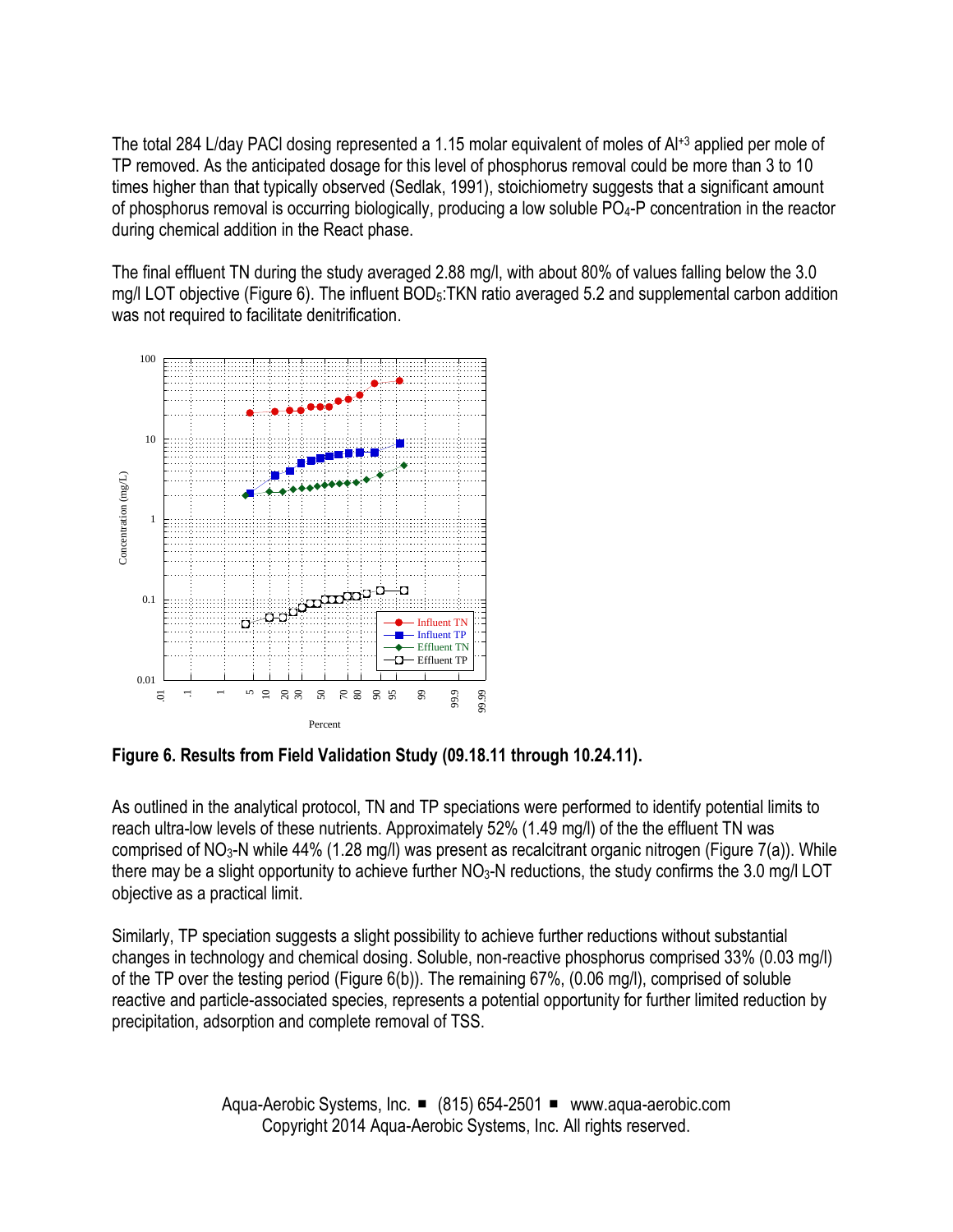The total 284 L/day PACl dosing represented a 1.15 molar equivalent of moles of $Al^{+3}$ applied per mole of TP removed. As the anticipated dosage for this level of phosphorus removal could be more than 3 to 10 times higher than that typically observed (Sedlak, 1991), stoichiometry suggests that a significant amount of phosphorus removal is occurring biologically, producing a low soluble $PO_4$-P concentration in the reactor during chemical addition in the React phase.

The final effluent TN during the study averaged 2.88 mg/l, with about 80% of values falling below the 3.0 mg/l LOT objective (Figure 6). The influent $BOD_5$:TKN ratio averaged 5.2 and supplemental carbon addition was not required to facilitate denitrification.

**Figure 6. Results from Field Validation Study (09.18.11 through 10.24.11).**

As outlined in the analytical protocol, TN and TP speciations were performed to identify potential limits to reach ultra-low levels of these nutrients. Approximately 52% (1.49 mg/l) of the the effluent TN was comprised of $NO_3$-N while 44% (1.28 mg/l) was present as recalcitrant organic nitrogen (Figure 7(a)). While there may be a slight opportunity to achieve further $NO_3$-N reductions, the study confirms the 3.0 mg/l LOT objective as a practical limit.

Similarly, TP speciation suggests a slight possibility to achieve further reductions without substantial changes in technology and chemical dosing. Soluble, non-reactive phosphorus comprised 33% (0.03 mg/l) of the TP over the testing period (Figure 6(b)). The remaining 67%, (0.06 mg/l), comprised of soluble reactive and particle-associated species, represents a potential opportunity for further limited reduction by precipitation, adsorption and complete removal of TSS.

Aqua-Aerobic Systems, Inc. ■ (815) 654-2501 ■ www.aqua-aerobic.com
Copyright 2014 Aqua-Aerobic Systems, Inc. All rights reserved.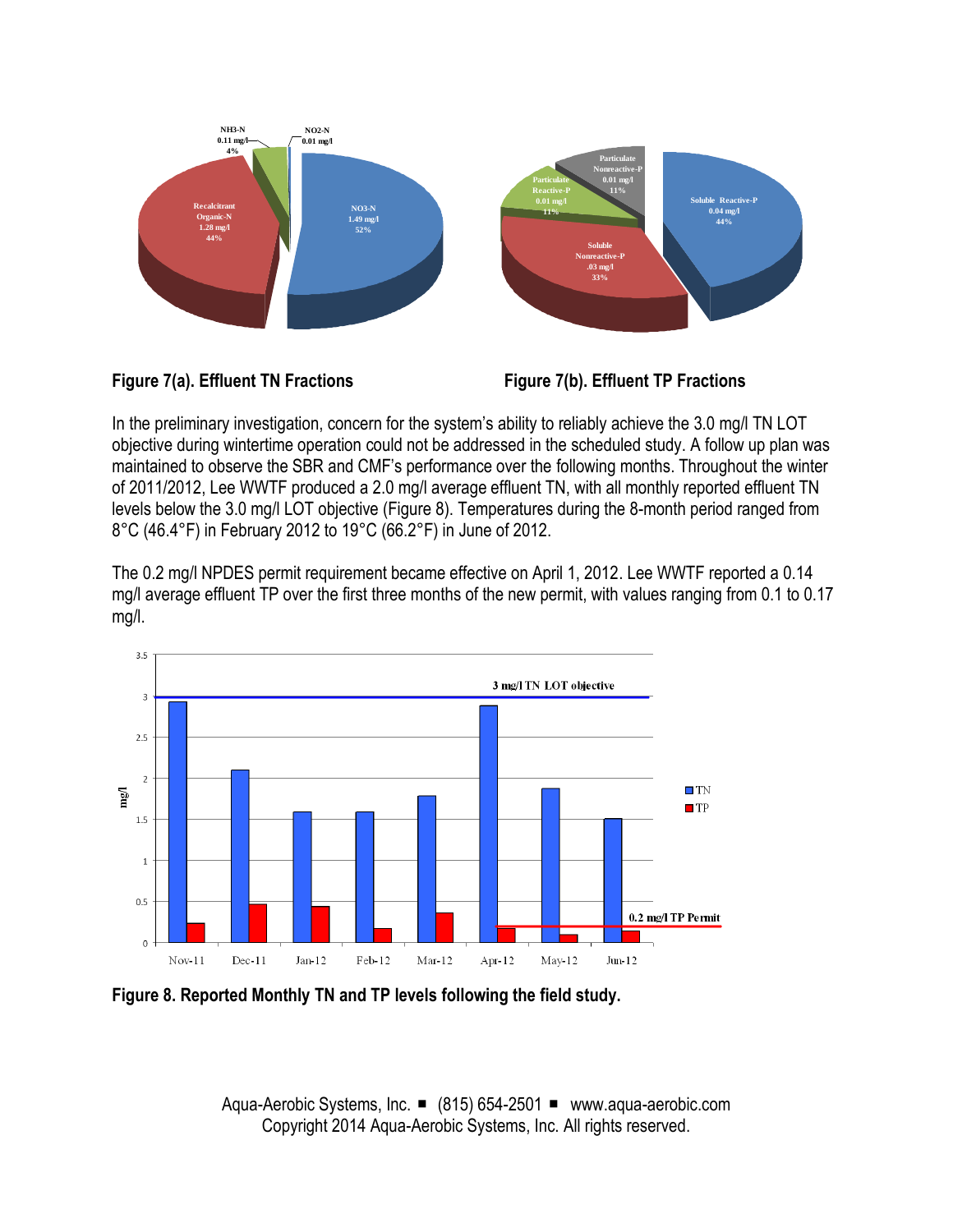Figure 7(a). Effluent TN Fractions

Figure 7(b). Effluent TP Fractions

In the preliminary investigation, concern for the system's ability to reliably achieve the 3.0 mg/l TN LOT objective during wintertime operation could not be addressed in the scheduled study. A follow up plan was maintained to observe the SBR and CMF's performance over the following months. Throughout the winter of 2011/2012, Lee WWTF produced a 2.0 mg/l average effluent TN, with all monthly reported effluent TN levels below the 3.0 mg/l LOT objective (Figure 8). Temperatures during the 8-month period ranged from 8°C (46.4°F) in February 2012 to 19°C (66.2°F) in June of 2012.

The 0.2 mg/l NPDES permit requirement became effective on April 1, 2012. Lee WWTF reported a 0.14 mg/l average effluent TP over the first three months of the new permit, with values ranging from 0.1 to 0.17 mg/l.

Figure 8. Reported Monthly TN and TP levels following the field study.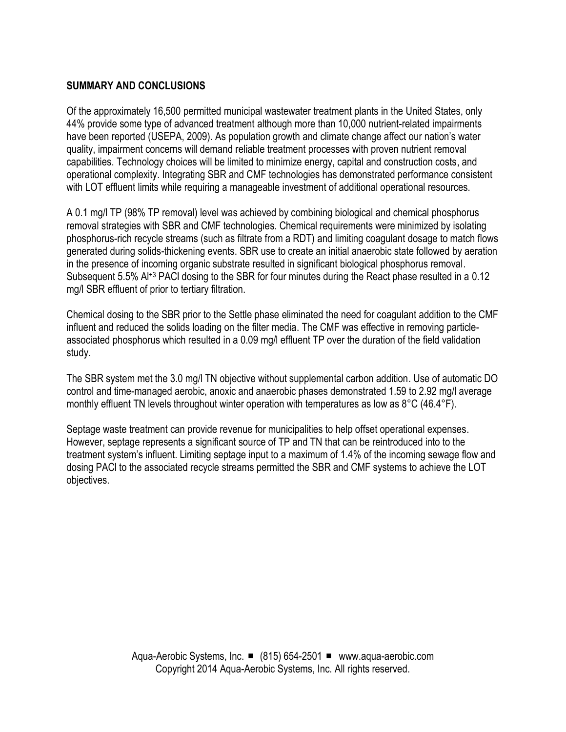## SUMMARY AND CONCLUSIONS

Of the approximately 16,500 permitted municipal wastewater treatment plants in the United States, only 44% provide some type of advanced treatment although more than 10,000 nutrient-related impairments have been reported (USEPA, 2009). As population growth and climate change affect our nation's water quality, impairment concerns will demand reliable treatment processes with proven nutrient removal capabilities. Technology choices will be limited to minimize energy, capital and construction costs, and operational complexity. Integrating SBR and CMF technologies has demonstrated performance consistent with LOT effluent limits while requiring a manageable investment of additional operational resources.

A 0.1 mg/l TP (98% TP removal) level was achieved by combining biological and chemical phosphorus removal strategies with SBR and CMF technologies. Chemical requirements were minimized by isolating phosphorus-rich recycle streams (such as filtrate from a RDT) and limiting coagulant dosage to match flows generated during solids-thickening events. SBR use to create an initial anaerobic state followed by aeration in the presence of incoming organic substrate resulted in significant biological phosphorus removal. Subsequent 5.5% $Al^{+3}$ PACl dosing to the SBR for four minutes during the React phase resulted in a 0.12 mg/l SBR effluent of prior to tertiary filtration.

Chemical dosing to the SBR prior to the Settle phase eliminated the need for coagulant addition to the CMF influent and reduced the solids loading on the filter media. The CMF was effective in removing particle-associated phosphorus which resulted in a 0.09 mg/l effluent TP over the duration of the field validation study.

The SBR system met the 3.0 mg/l TN objective without supplemental carbon addition. Use of automatic DO control and time-managed aerobic, anoxic and anaerobic phases demonstrated 1.59 to 2.92 mg/l average monthly effluent TN levels throughout winter operation with temperatures as low as 8°C (46.4°F).

Septage waste treatment can provide revenue for municipalities to help offset operational expenses. However, septage represents a significant source of TP and TN that can be reintroduced into to the treatment system's influent. Limiting septage input to a maximum of 1.4% of the incoming sewage flow and dosing PACl to the associated recycle streams permitted the SBR and CMF systems to achieve the LOT objectives.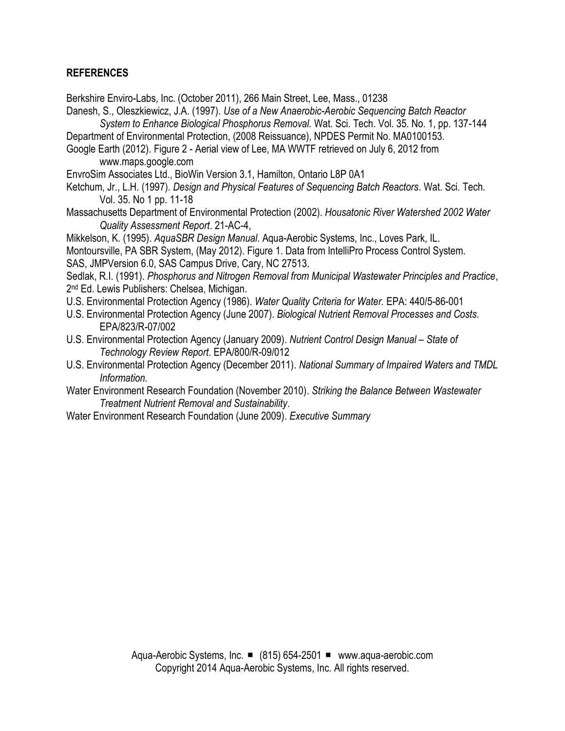**REFERENCES**

Berkshire Enviro-Labs, Inc. (October 2011), 266 Main Street, Lee, Mass., 01238

Danesh, S., Oleszkiewicz, J.A. (1997). *Use of a New Anaerobic-Aerobic Sequencing Batch Reactor System to Enhance Biological Phosphorus Removal.* Wat. Sci. Tech. Vol. 35. No. 1, pp. 137-144

Department of Environmental Protection, (2008 Reissuance), NPDES Permit No. MA0100153.

Google Earth (2012). Figure 2 - Aerial view of Lee, MA WWTF retrieved on July 6, 2012 from www.maps.google.com

EnvroSim Associates Ltd., BioWin Version 3.1, Hamilton, Ontario L8P 0A1

Ketchum, Jr., L.H. (1997). *Design and Physical Features of Sequencing Batch Reactors*. Wat. Sci. Tech. Vol. 35. No 1 pp. 11-18

Massachusetts Department of Environmental Protection (2002). *Housatonic River Watershed 2002 Water Quality Assessment Report*. 21-AC-4,

Mikkelson, K. (1995). *AquaSBR Design Manual*. Aqua-Aerobic Systems, Inc., Loves Park, IL.

Montoursville, PA SBR System, (May 2012). Figure 1. Data from IntelliPro Process Control System.

SAS, JMPVersion 6.0, SAS Campus Drive, Cary, NC 27513.

Sedlak, R.I. (1991). *Phosphorus and Nitrogen Removal from Municipal Wastewater Principles and Practice*, 2nd Ed. Lewis Publishers: Chelsea, Michigan.

U.S. Environmental Protection Agency (1986). *Water Quality Criteria for Water.* EPA: 440/5-86-001

U.S. Environmental Protection Agency (June 2007). *Biological Nutrient Removal Processes and Costs.* EPA/823/R-07/002

U.S. Environmental Protection Agency (January 2009). *Nutrient Control Design Manual – State of Technology Review Report*. EPA/800/R-09/012

U.S. Environmental Protection Agency (December 2011). *National Summary of Impaired Waters and TMDL Information.*

Water Environment Research Foundation (November 2010). *Striking the Balance Between Wastewater Treatment Nutrient Removal and Sustainability*.

Water Environment Research Foundation (June 2009). *Executive Summary*

Aqua-Aerobic Systems, Inc. ■ (815) 654-2501 ■ www.aqua-aerobic.com
Copyright 2014 Aqua-Aerobic Systems, Inc. All rights reserved.